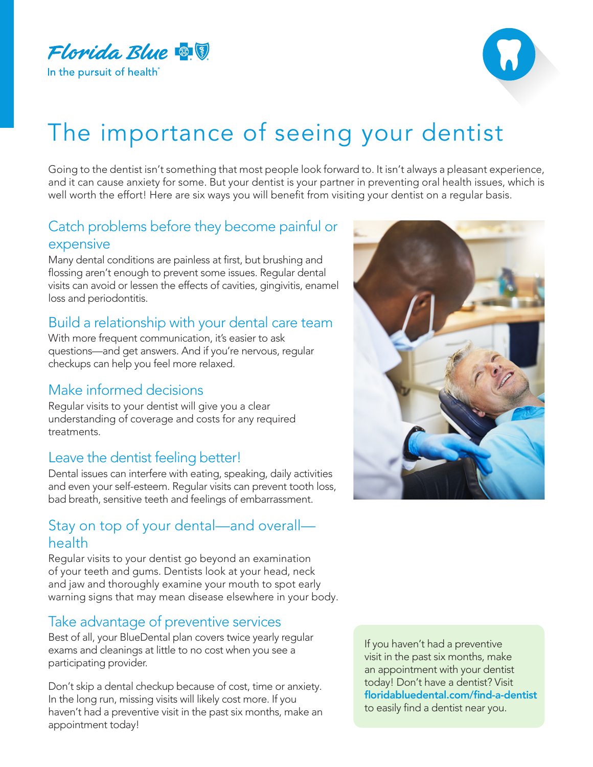Florida Blue

In the pursuit of health®

# The importance of seeing your dentist

Going to the dentist isn't something that most people look forward to. It isn't always a pleasant experience, and it can cause anxiety for some. But your dentist is your partner in preventing oral health issues, which is well worth the effort! Here are six ways you will benefit from visiting your dentist on a regular basis.

## Catch problems before they become painful or expensive

Many dental conditions are painless at first, but brushing and flossing aren't enough to prevent some issues. Regular dental visits can avoid or lessen the effects of cavities, gingivitis, enamel loss and periodontitis.

## Build a relationship with your dental care team

With more frequent communication, it's easier to ask questions—and get answers. And if you're nervous, regular checkups can help you feel more relaxed.

## Make informed decisions

Regular visits to your dentist will give you a clear understanding of coverage and costs for any required treatments.

## Leave the dentist feeling better!

Dental issues can interfere with eating, speaking, daily activities and even your self-esteem. Regular visits can prevent tooth loss, bad breath, sensitive teeth and feelings of embarrassment.

## Stay on top of your dental—and overall—health

Regular visits to your dentist go beyond an examination of your teeth and gums. Dentists look at your head, neck and jaw and thoroughly examine your mouth to spot early warning signs that may mean disease elsewhere in your body.

## Take advantage of preventive services

Best of all, your BlueDental plan covers twice yearly regular exams and cleanings at little to no cost when you see a participating provider.

Don't skip a dental checkup because of cost, time or anxiety. In the long run, missing visits will likely cost more. If you haven't had a preventive visit in the past six months, make an appointment today!

If you haven't had a preventive visit in the past six months, make an appointment with your dentist today! Don't have a dentist? Visit **floridabluedental.com/find-a-dentist** to easily find a dentist near you.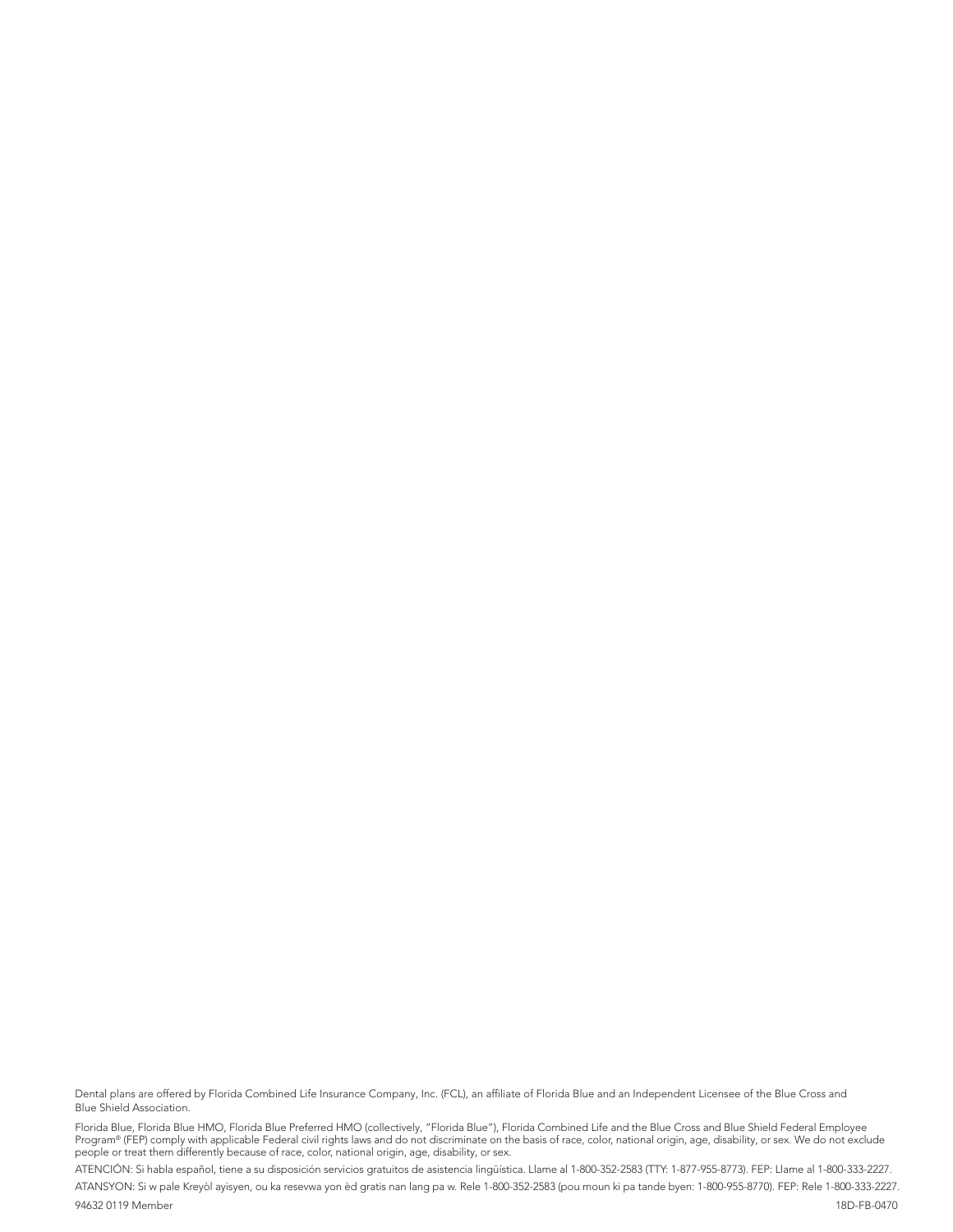Dental plans are offered by Florida Combined Life Insurance Company, Inc. (FCL), an affiliate of Florida Blue and an Independent Licensee of the Blue Cross and Blue Shield Association.

Florida Blue, Florida Blue HMO, Florida Blue Preferred HMO (collectively, "Florida Blue"), Florida Combined Life and the Blue Cross and Blue Shield Federal Employee Program® (FEP) comply with applicable Federal civil rights laws and do not discriminate on the basis of race, color, national origin, age, disability, or sex. We do not exclude people or treat them differently because of race, color, national origin, age, disability, or sex.

ATENCIÓN: Si habla español, tiene a su disposición servicios gratuitos de asistencia lingüística. Llame al 1-800-352-2583 (TTY: 1-877-955-8773). FEP: Llame al 1-800-333-2227.

ATANSYON: Si w pale Kreyòl ayisyen, ou ka resevwa yon èd gratis nan lang pa w. Rele 1-800-352-2583 (pou moun ki pa tande byen: 1-800-955-8770). FEP: Rele 1-800-333-2227.

94632 0119 Member

18D-FB-0470